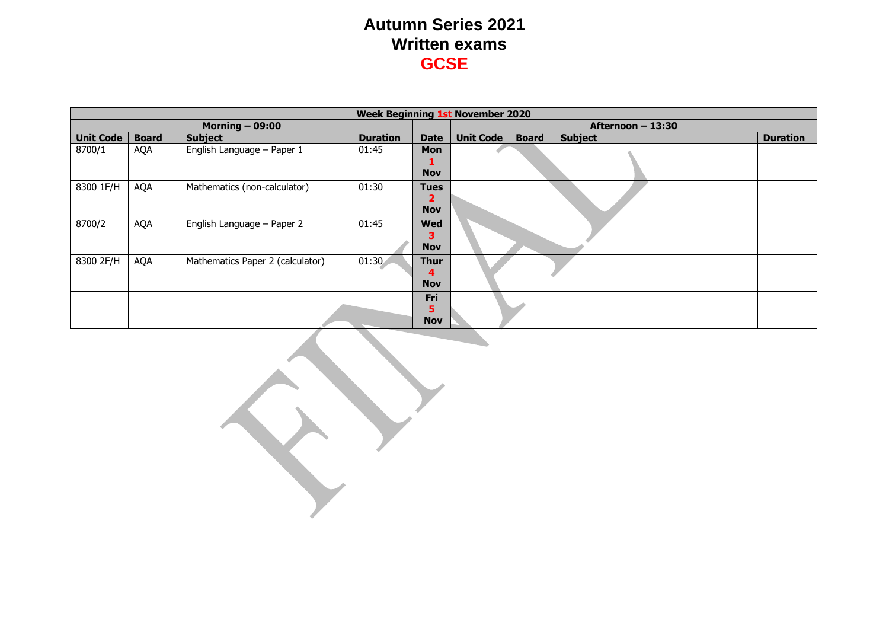# Autumn Series 2021
## Written exams
## GCSE

| Week Beginning 1st November 2020 | | | | | | | | |
|---|---|---|---|---|---|---|---|---|
| Morning – 09:00 | | | | | Afternoon – 13:30 | | | |
| **Unit Code** | **Board** | **Subject** | **Duration** | **Date** | **Unit Code** | **Board** | **Subject** | **Duration** |
| 8700/1 | AQA | English Language – Paper 1 | 01:45 | **Mon 1 Nov** | | | | |
| 8300 1F/H | AQA | Mathematics (non-calculator) | 01:30 | **Tues 2 Nov** | | | | |
| 8700/2 | AQA | English Language – Paper 2 | 01:45 | **Wed 3 Nov** | | | | |
| 8300 2F/H | AQA | Mathematics Paper 2 (calculator) | 01:30 | **Thur 4 Nov** | | | | |
| | | | | **Fri 5 Nov** | | | | |

FINAL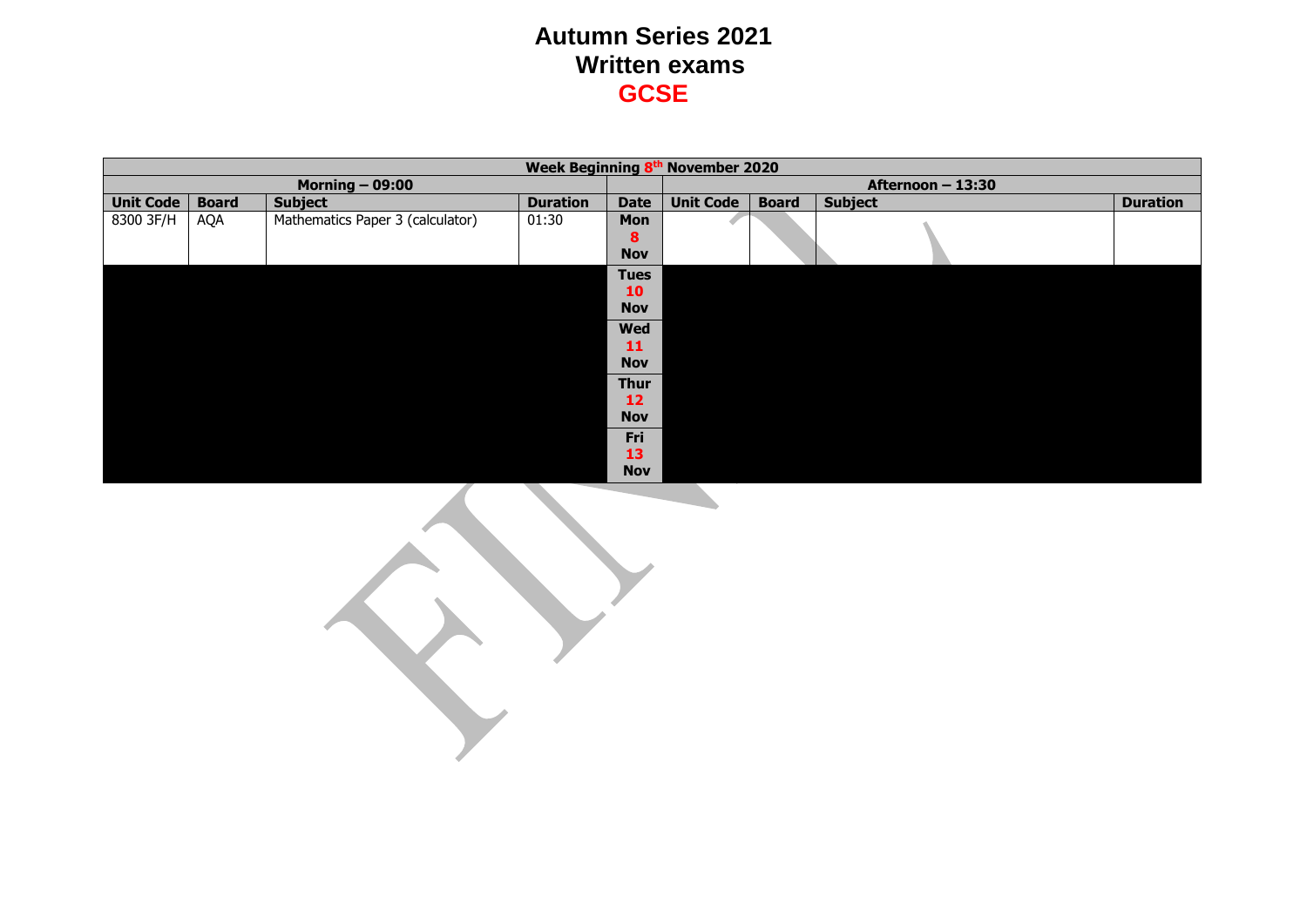# Autumn Series 2021
## Written exams
## GCSE

| Week Beginning 8th November 2020 | | | | | | | | |
|---|---|---|---|---|---|---|---|---|
| Morning – 09:00 | | | | | Afternoon – 13:30 | | | |
| **Unit Code** | **Board** | **Subject** | **Duration** | **Date** | **Unit Code** | **Board** | **Subject** | **Duration** |
| 8300 3F/H | AQA | Mathematics Paper 3 (calculator) | 01:30 | Mon 8 Nov | | | | |
| | | | | Tues 10 Nov | | | | |
| | | | | Wed 11 Nov | | | | |
| | | | | Thur 12 Nov | | | | |
| | | | | Fri 13 Nov | | | | |

FINAL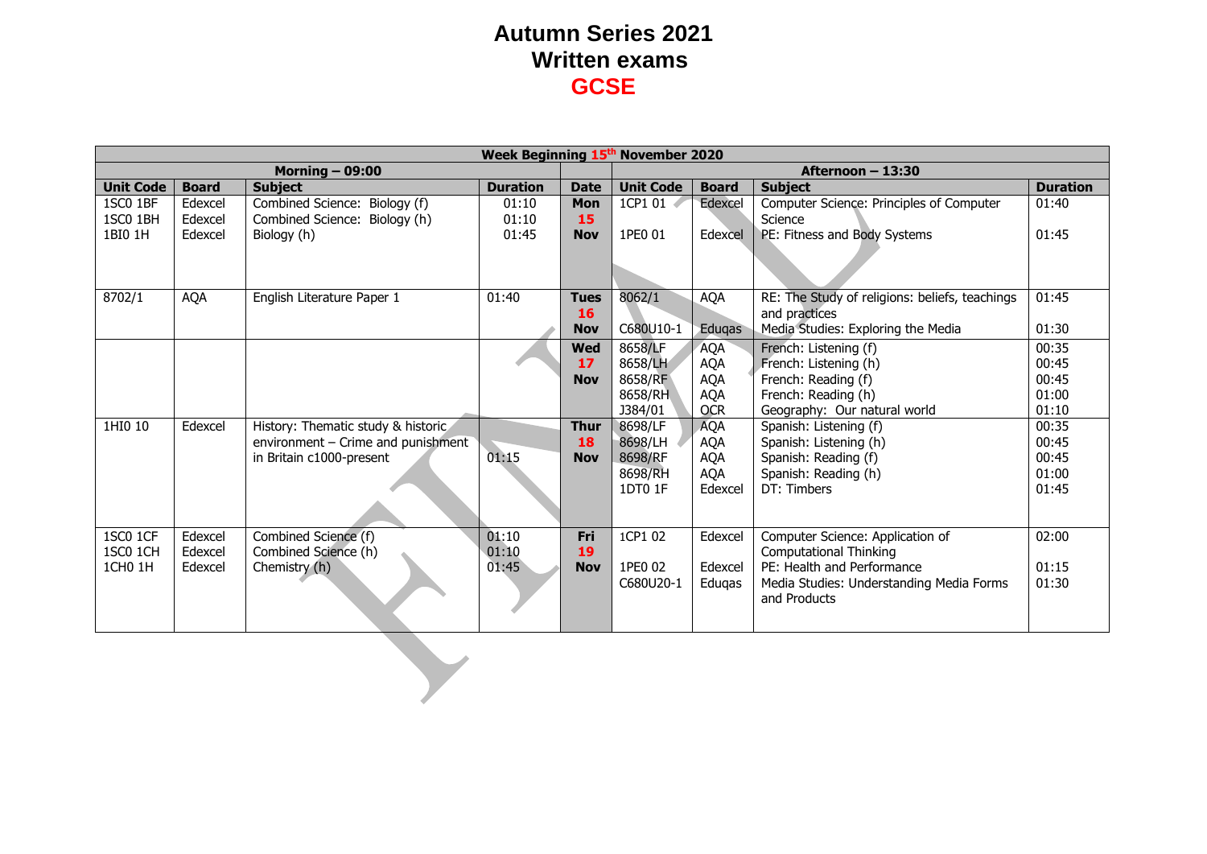# Autumn Series 2021
# Written exams
# GCSE

| Week Beginning 15th November 2020 | | | | | | | | |
|---|---|---|---|---|---|---|---|---|
| Morning – 09:00 | | | | | Afternoon – 13:30 | | | |
| **Unit Code** | **Board** | **Subject** | **Duration** | **Date** | **Unit Code** | **Board** | **Subject** | **Duration** |
| 1SC0 1BF<br>1SC0 1BH<br>1BI0 1H | Edexcel<br>Edexcel<br>Edexcel | Combined Science: Biology (f)<br>Combined Science: Biology (h)<br>Biology (h) | 01:10<br>01:10<br>01:45 | **Mon 15 Nov** | 1CP1 01<br><br>1PE0 01 | Edexcel<br><br>Edexcel | Computer Science: Principles of Computer Science<br>PE: Fitness and Body Systems | 01:40<br><br>01:45 |
| 8702/1 | AQA | English Literature Paper 1 | 01:40 | **Tues 16 Nov** | 8062/1<br><br>C680U10-1 | AQA<br><br>Eduqas | RE: The Study of religions: beliefs, teachings and practices<br>Media Studies: Exploring the Media | 01:45<br><br>01:30 |
| | | | | **Wed 17 Nov** | 8658/LF<br>8658/LH<br>8658/RF<br>8658/RH<br>J384/01 | AQA<br>AQA<br>AQA<br>AQA<br>OCR | French: Listening (f)<br>French: Listening (h)<br>French: Reading (f)<br>French: Reading (h)<br>Geography: Our natural world | 00:35<br>00:45<br>00:45<br>01:00<br>01:10 |
| 1HI0 10 | Edexcel | History: Thematic study & historic environment – Crime and punishment in Britain c1000-present | 01:15 | **Thur 18 Nov** | 8698/LF<br>8698/LH<br>8698/RF<br>8698/RH<br>1DT0 1F | AQA<br>AQA<br>AQA<br>AQA<br>Edexcel | Spanish: Listening (f)<br>Spanish: Listening (h)<br>Spanish: Reading (f)<br>Spanish: Reading (h)<br>DT: Timbers | 00:35<br>00:45<br>00:45<br>01:00<br>01:45 |
| 1SC0 1CF<br>1SC0 1CH<br>1CH0 1H | Edexcel<br>Edexcel<br>Edexcel | Combined Science (f)<br>Combined Science (h)<br>Chemistry (h) | 01:10<br>01:10<br>01:45 | **Fri 19 Nov** | 1CP1 02<br><br>1PE0 02<br>C680U20-1 | Edexcel<br><br>Edexcel<br>Eduqas | Computer Science: Application of Computational Thinking<br>PE: Health and Performance<br>Media Studies: Understanding Media Forms and Products | 02:00<br><br>01:15<br>01:30 |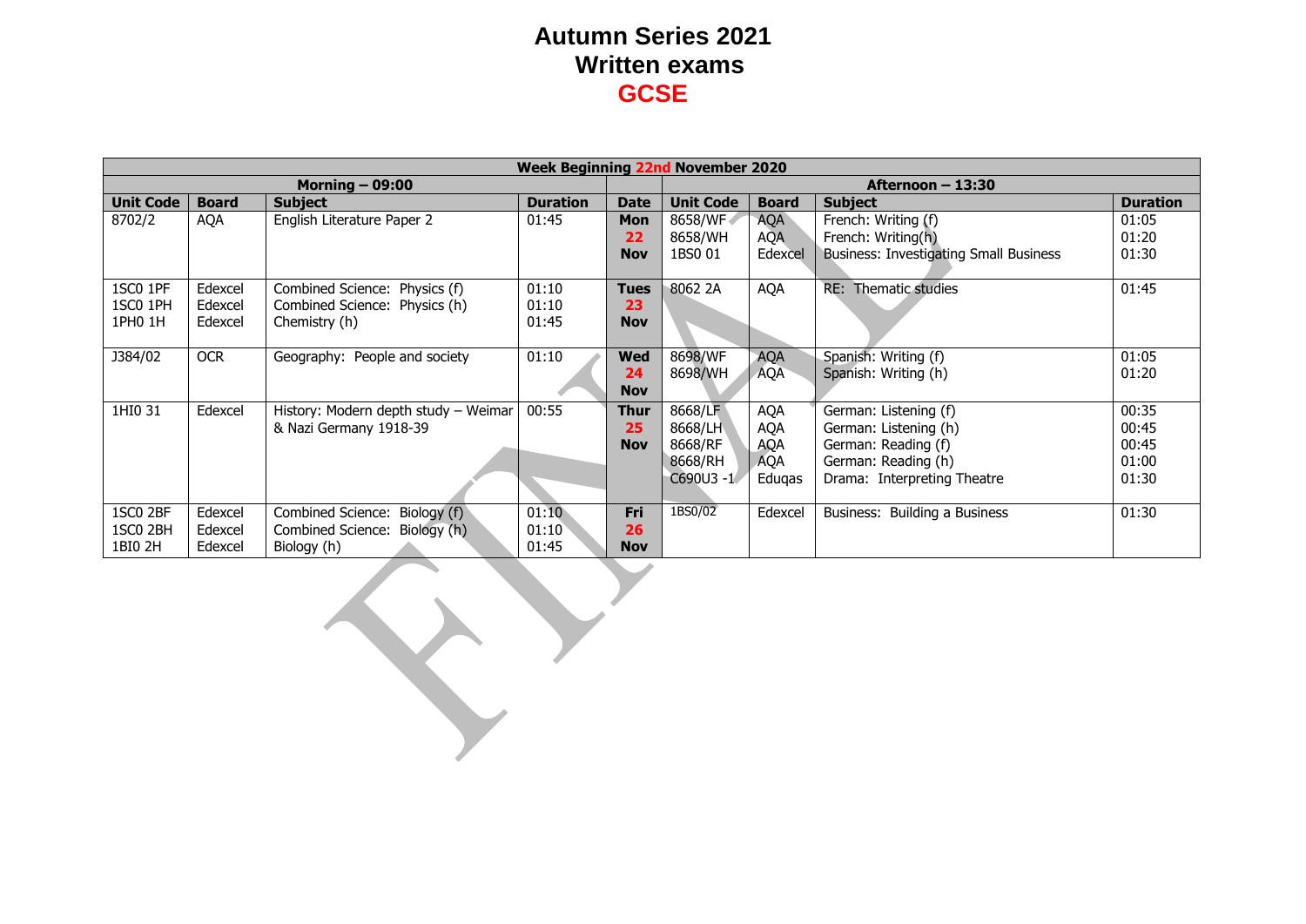# Autumn Series 2021
## Written exams
## GCSE

| Week Beginning 22nd November 2020 | | | | | | | | |
|---|---|---|---|---|---|---|---|---|
| **Morning – 09:00** | | | | | **Afternoon – 13:30** | | | |
| **Unit Code** | **Board** | **Subject** | **Duration** | **Date** | **Unit Code** | **Board** | **Subject** | **Duration** |
| 8702/2 | AQA | English Literature Paper 2 | 01:45 | **Mon 22 Nov** | 8658/WF<br>8658/WH<br>1BS0 01 | AQA<br>AQA<br>Edexcel | French: Writing (f)<br>French: Writing(h)<br>Business: Investigating Small Business | 01:05<br>01:20<br>01:30 |
| 1SC0 1PF<br>1SC0 1PH<br>1PH0 1H | Edexcel<br>Edexcel<br>Edexcel | Combined Science: Physics (f)<br>Combined Science: Physics (h)<br>Chemistry (h) | 01:10<br>01:10<br>01:45 | **Tues 23 Nov** | 8062 2A | AQA | RE: Thematic studies | 01:45 |
| J384/02 | OCR | Geography: People and society | 01:10 | **Wed 24 Nov** | 8698/WF<br>8698/WH | AQA<br>AQA | Spanish: Writing (f)<br>Spanish: Writing (h) | 01:05<br>01:20 |
| 1HI0 31 | Edexcel | History: Modern depth study – Weimar & Nazi Germany 1918-39 | 00:55 | **Thur 25 Nov** | 8668/LF<br>8668/LH<br>8668/RF<br>8668/RH<br>C690U3 -1 | AQA<br>AQA<br>AQA<br>AQA<br>Eduqas | German: Listening (f)<br>German: Listening (h)<br>German: Reading (f)<br>German: Reading (h)<br>Drama: Interpreting Theatre | 00:35<br>00:45<br>00:45<br>01:00<br>01:30 |
| 1SC0 2BF<br>1SC0 2BH<br>1BI0 2H | Edexcel<br>Edexcel<br>Edexcel | Combined Science: Biology (f)<br>Combined Science: Biology (h)<br>Biology (h) | 01:10<br>01:10<br>01:45 | **Fri 26 Nov** | 1BS0/02 | Edexcel | Business: Building a Business | 01:30 |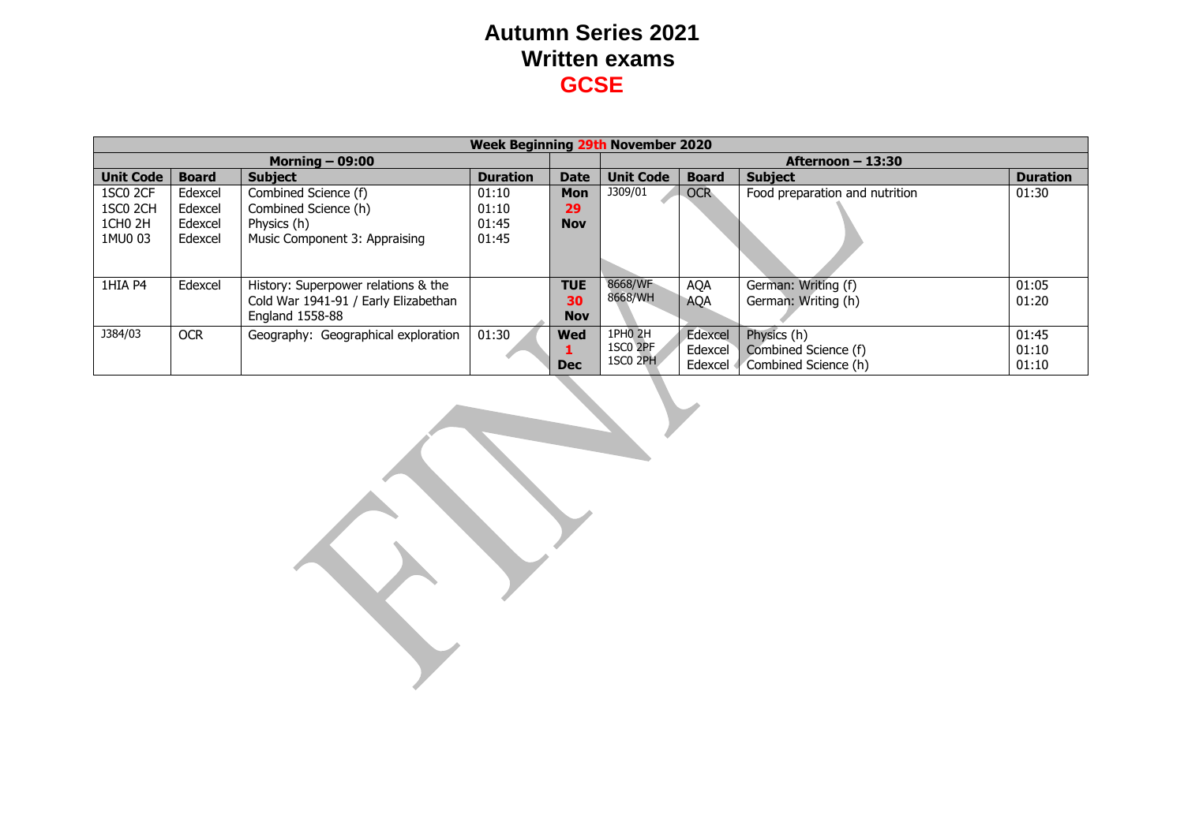# Autumn Series 2021
# Written exams
# GCSE

| Week Beginning 29th November 2020 | | | | | | | | |
|---|---|---|---|---|---|---|---|---|
| Morning – 09:00 | | | | | Afternoon – 13:30 | | | |
| **Unit Code** | **Board** | **Subject** | **Duration** | **Date** | **Unit Code** | **Board** | **Subject** | **Duration** |
| 1SC0 2CF<br>1SC0 2CH<br>1CH0 2H<br>1MU0 03 | Edexcel<br>Edexcel<br>Edexcel<br>Edexcel | Combined Science (f)<br>Combined Science (h)<br>Physics (h)<br>Music Component 3: Appraising | 01:10<br>01:10<br>01:45<br>01:45 | **Mon 29 Nov** | J309/01 | OCR | Food preparation and nutrition | 01:30 |
| 1HIA P4 | Edexcel | History: Superpower relations & the Cold War 1941-91 / Early Elizabethan England 1558-88 | | **TUE 30 Nov** | 8668/WF<br>8668/WH | AQA<br>AQA | German: Writing (f)<br>German: Writing (h) | 01:05<br>01:20 |
| J384/03 | OCR | Geography: Geographical exploration | 01:30 | **Wed 1 Dec** | 1PH0 2H<br>1SC0 2PF<br>1SC0 2PH | Edexcel<br>Edexcel<br>Edexcel | Physics (h)<br>Combined Science (f)<br>Combined Science (h) | 01:45<br>01:10<br>01:10 |

FINAL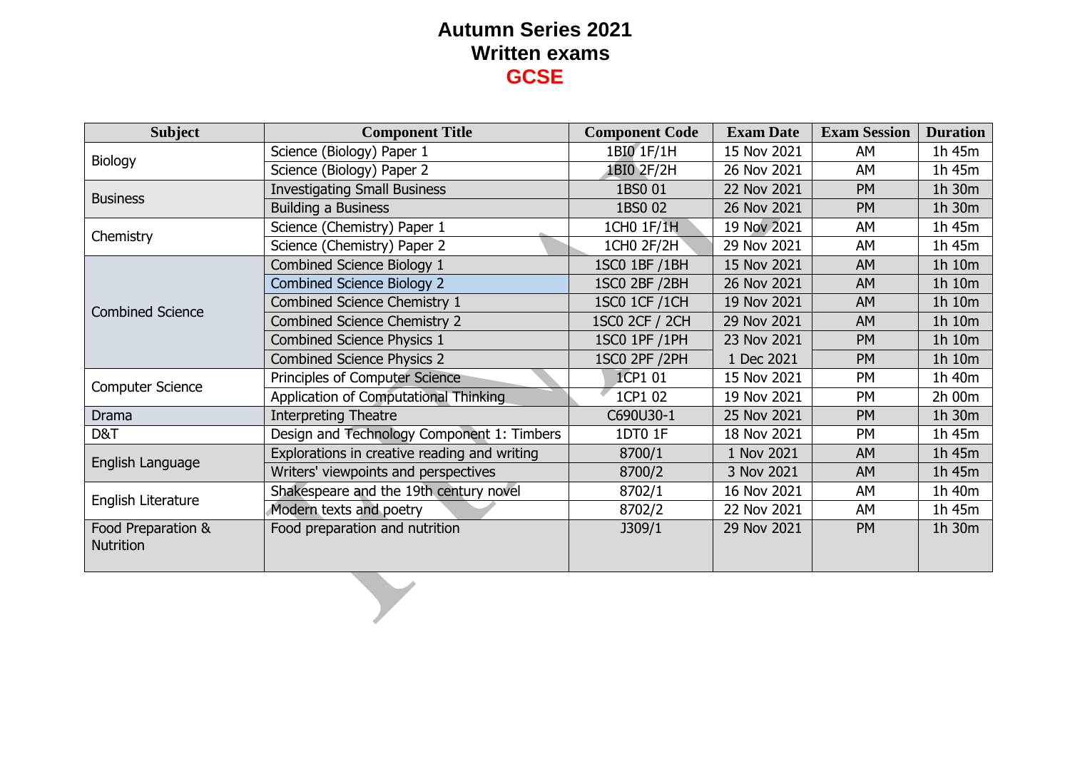# Autumn Series 2021
# Written exams
# GCSE

| Subject | Component Title | Component Code | Exam Date | Exam Session | Duration |
|---|---|---|---|---|---|
| Biology | Science (Biology) Paper 1 | 1BI0 1F/1H | 15 Nov 2021 | AM | 1h 45m |
| | Science (Biology) Paper 2 | 1BI0 2F/2H | 26 Nov 2021 | AM | 1h 45m |
| Business | Investigating Small Business | 1BS0 01 | 22 Nov 2021 | PM | 1h 30m |
| | Building a Business | 1BS0 02 | 26 Nov 2021 | PM | 1h 30m |
| Chemistry | Science (Chemistry) Paper 1 | 1CH0 1F/1H | 19 Nov 2021 | AM | 1h 45m |
| | Science (Chemistry) Paper 2 | 1CH0 2F/2H | 29 Nov 2021 | AM | 1h 45m |
| Combined Science | Combined Science Biology 1 | 1SC0 1BF /1BH | 15 Nov 2021 | AM | 1h 10m |
| | Combined Science Biology 2 | 1SC0 2BF /2BH | 26 Nov 2021 | AM | 1h 10m |
| | Combined Science Chemistry 1 | 1SC0 1CF /1CH | 19 Nov 2021 | AM | 1h 10m |
| | Combined Science Chemistry 2 | 1SC0 2CF / 2CH | 29 Nov 2021 | AM | 1h 10m |
| | Combined Science Physics 1 | 1SC0 1PF /1PH | 23 Nov 2021 | PM | 1h 10m |
| | Combined Science Physics 2 | 1SC0 2PF /2PH | 1 Dec 2021 | PM | 1h 10m |
| Computer Science | Principles of Computer Science | 1CP1 01 | 15 Nov 2021 | PM | 1h 40m |
| | Application of Computational Thinking | 1CP1 02 | 19 Nov 2021 | PM | 2h 00m |
| Drama | Interpreting Theatre | C690U30-1 | 25 Nov 2021 | PM | 1h 30m |
| D&T | Design and Technology Component 1: Timbers | 1DT0 1F | 18 Nov 2021 | PM | 1h 45m |
| English Language | Explorations in creative reading and writing | 8700/1 | 1 Nov 2021 | AM | 1h 45m |
| | Writers' viewpoints and perspectives | 8700/2 | 3 Nov 2021 | AM | 1h 45m |
| English Literature | Shakespeare and the 19th century novel | 8702/1 | 16 Nov 2021 | AM | 1h 40m |
| | Modern texts and poetry | 8702/2 | 22 Nov 2021 | AM | 1h 45m |
| Food Preparation & Nutrition | Food preparation and nutrition | J309/1 | 29 Nov 2021 | PM | 1h 30m |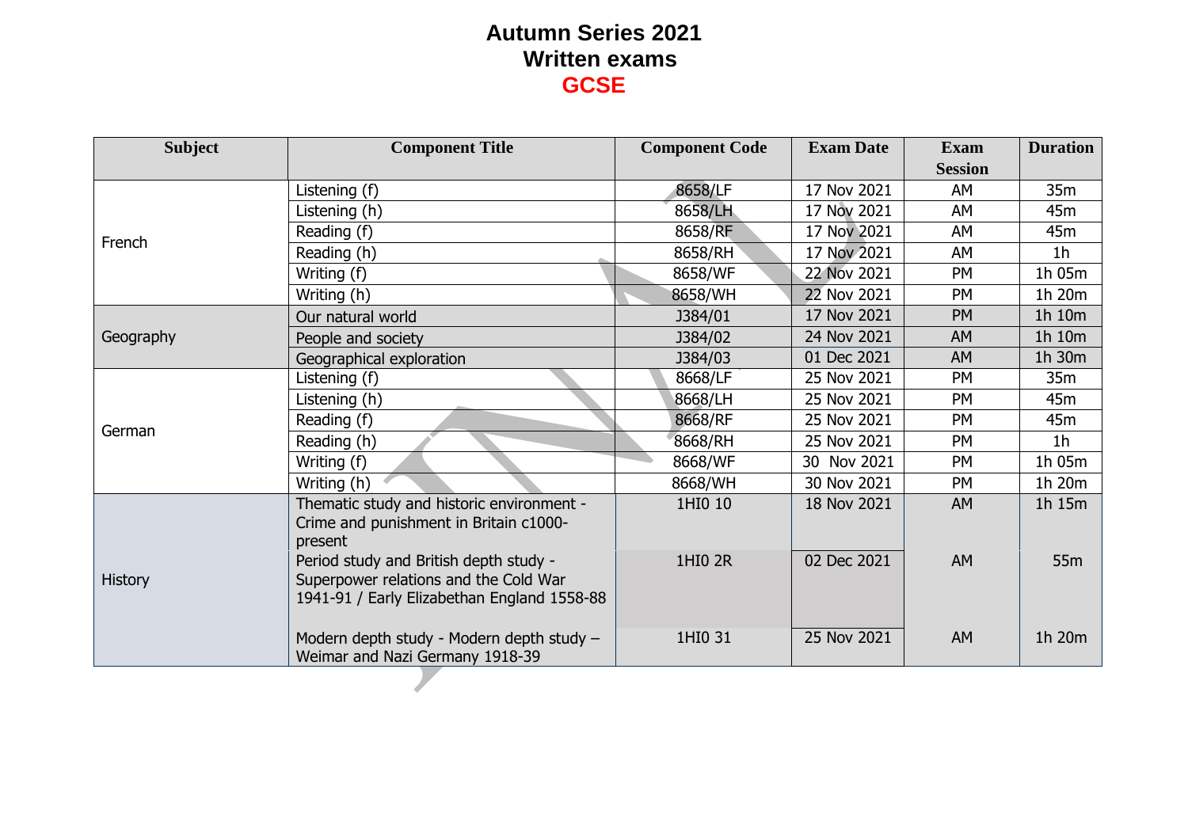# Autumn Series 2021
# Written exams
# GCSE

| Subject | Component Title | Component Code | Exam Date | Exam Session | Duration |
|---|---|---|---|---|---|
| French | Listening (f) | 8658/LF | 17 Nov 2021 | AM | 35m |
| | Listening (h) | 8658/LH | 17 Nov 2021 | AM | 45m |
| | Reading (f) | 8658/RF | 17 Nov 2021 | AM | 45m |
| | Reading (h) | 8658/RH | 17 Nov 2021 | AM | 1h |
| | Writing (f) | 8658/WF | 22 Nov 2021 | PM | 1h 05m |
| | Writing (h) | 8658/WH | 22 Nov 2021 | PM | 1h 20m |
| Geography | Our natural world | J384/01 | 17 Nov 2021 | PM | 1h 10m |
| | People and society | J384/02 | 24 Nov 2021 | AM | 1h 10m |
| | Geographical exploration | J384/03 | 01 Dec 2021 | AM | 1h 30m |
| German | Listening (f) | 8668/LF | 25 Nov 2021 | PM | 35m |
| | Listening (h) | 8668/LH | 25 Nov 2021 | PM | 45m |
| | Reading (f) | 8668/RF | 25 Nov 2021 | PM | 45m |
| | Reading (h) | 8668/RH | 25 Nov 2021 | PM | 1h |
| | Writing (f) | 8668/WF | 30 Nov 2021 | PM | 1h 05m |
| | Writing (h) | 8668/WH | 30 Nov 2021 | PM | 1h 20m |
| History | Thematic study and historic environment - Crime and punishment in Britain c1000-present | 1HI0 10 | 18 Nov 2021 | AM | 1h 15m |
| | Period study and British depth study - Superpower relations and the Cold War 1941-91 / Early Elizabethan England 1558-88 | 1HI0 2R | 02 Dec 2021 | AM | 55m |
| | Modern depth study - Modern depth study – Weimar and Nazi Germany 1918-39 | 1HI0 31 | 25 Nov 2021 | AM | 1h 20m |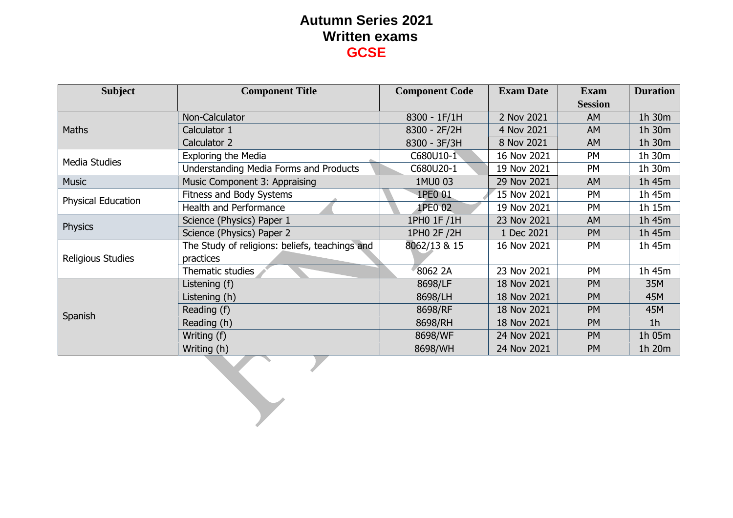# Autumn Series 2021
## Written exams
## GCSE

| Subject | Component Title | Component Code | Exam Date | Exam Session | Duration |
|---|---|---|---|---|---|
| Maths | Non-Calculator | 8300 - 1F/1H | 2 Nov 2021 | AM | 1h 30m |
| | Calculator 1 | 8300 - 2F/2H | 4 Nov 2021 | AM | 1h 30m |
| | Calculator 2 | 8300 - 3F/3H | 8 Nov 2021 | AM | 1h 30m |
| Media Studies | Exploring the Media | C680U10-1 | 16 Nov 2021 | PM | 1h 30m |
| | Understanding Media Forms and Products | C680U20-1 | 19 Nov 2021 | PM | 1h 30m |
| Music | Music Component 3: Appraising | 1MU0 03 | 29 Nov 2021 | AM | 1h 45m |
| Physical Education | Fitness and Body Systems | 1PE0 01 | 15 Nov 2021 | PM | 1h 45m |
| | Health and Performance | 1PE0 02 | 19 Nov 2021 | PM | 1h 15m |
| Physics | Science (Physics) Paper 1 | 1PH0 1F /1H | 23 Nov 2021 | AM | 1h 45m |
| | Science (Physics) Paper 2 | 1PH0 2F /2H | 1 Dec 2021 | PM | 1h 45m |
| Religious Studies | The Study of religions: beliefs, teachings and practices | 8062/13 & 15 | 16 Nov 2021 | PM | 1h 45m |
| | Thematic studies | 8062 2A | 23 Nov 2021 | PM | 1h 45m |
| Spanish | Listening (f) | 8698/LF | 18 Nov 2021 | PM | 35M |
| | Listening (h) | 8698/LH | 18 Nov 2021 | PM | 45M |
| | Reading (f) | 8698/RF | 18 Nov 2021 | PM | 45M |
| | Reading (h) | 8698/RH | 18 Nov 2021 | PM | 1h |
| | Writing (f) | 8698/WF | 24 Nov 2021 | PM | 1h 05m |
| | Writing (h) | 8698/WH | 24 Nov 2021 | PM | 1h 20m |